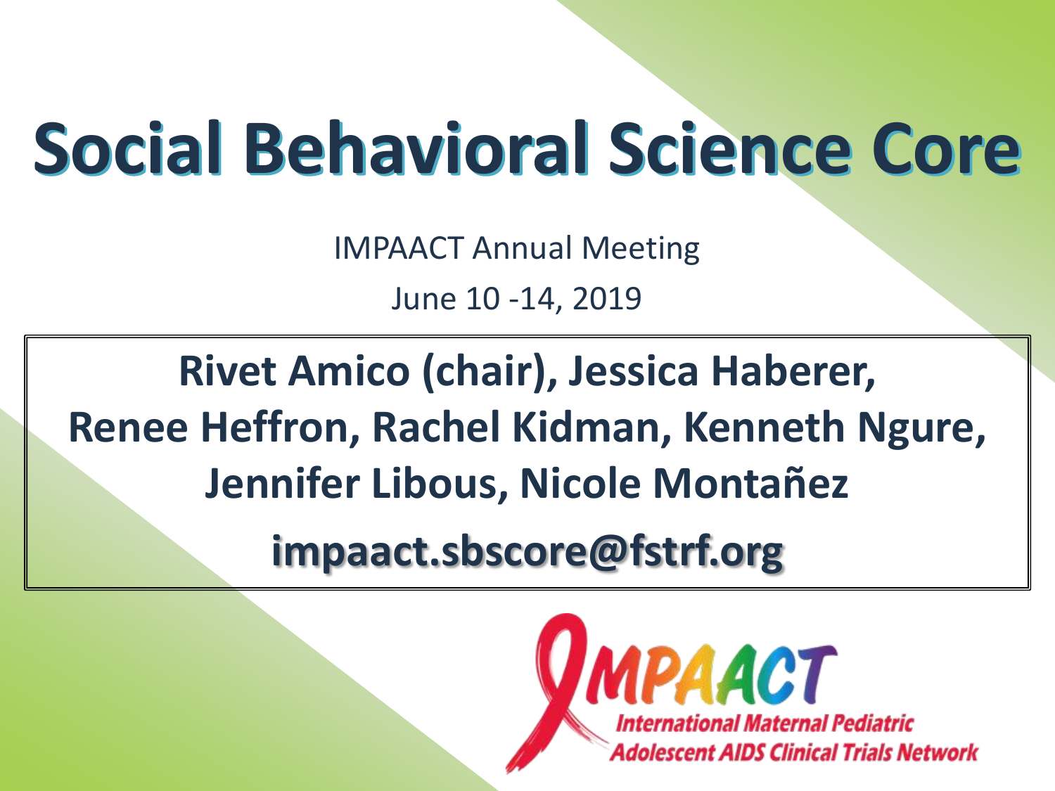# Social Behavioral Science Core

IMPAACT Annual Meeting

June 10 -14, 2019

**Rivet Amico (chair), Jessica Haberer, Renee Heffron, Rachel Kidman, Kenneth Ngure, Jennifer Libous, Nicole Montañez**

**impaact.sbscore@fstrf.org**

IMPAACT

International Maternal Pediatric Adolescent AIDS Clinical Trials Network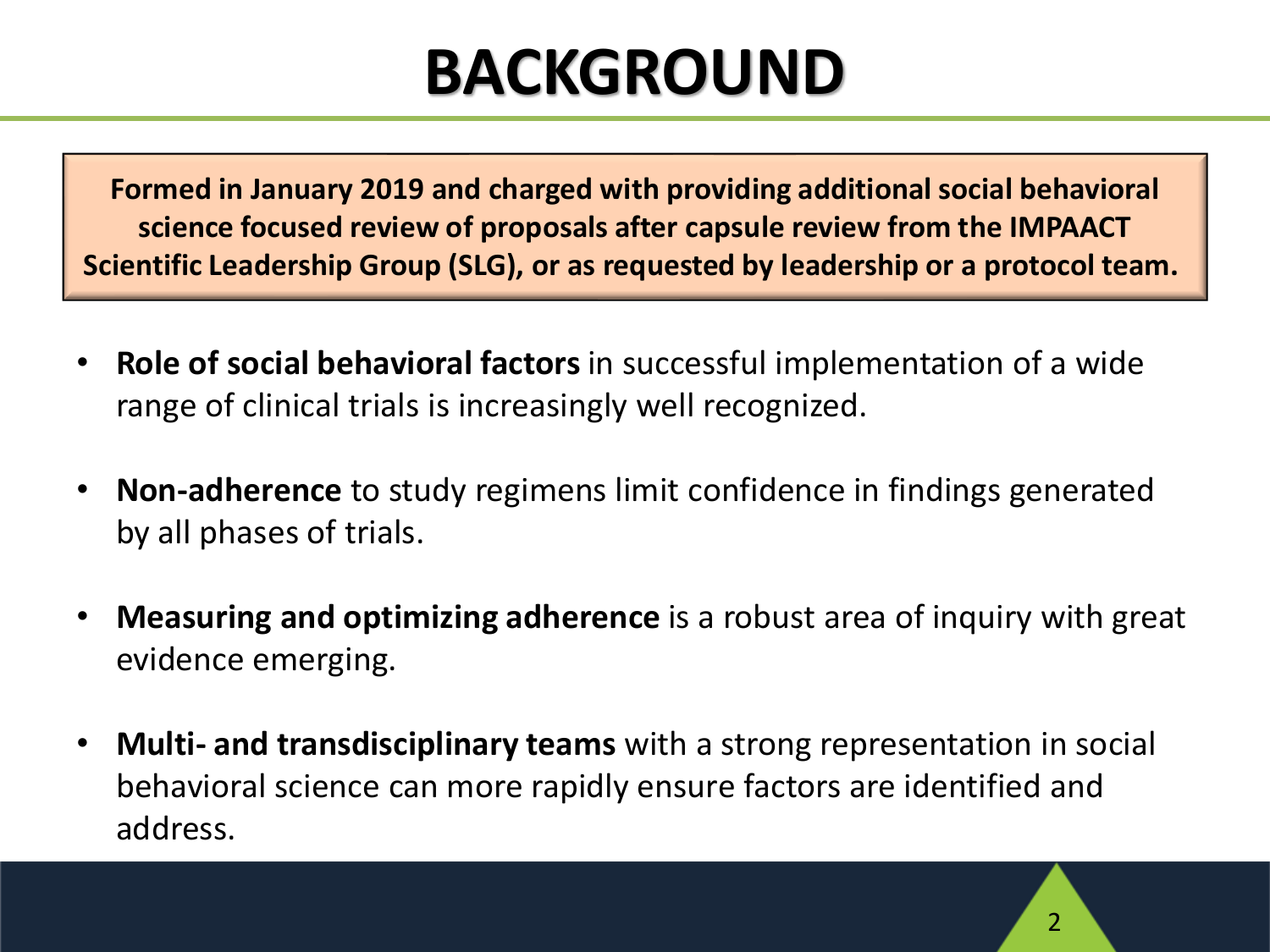# BACKGROUND

**Formed in January 2019 and charged with providing additional social behavioral science focused review of proposals after capsule review from the IMPAACT Scientific Leadership Group (SLG), or as requested by leadership or a protocol team.**

- **Role of social behavioral factors** in successful implementation of a wide range of clinical trials is increasingly well recognized.
- **Non-adherence** to study regimens limit confidence in findings generated by all phases of trials.
- **Measuring and optimizing adherence** is a robust area of inquiry with great evidence emerging.
- **Multi- and transdisciplinary teams** with a strong representation in social behavioral science can more rapidly ensure factors are identified and address.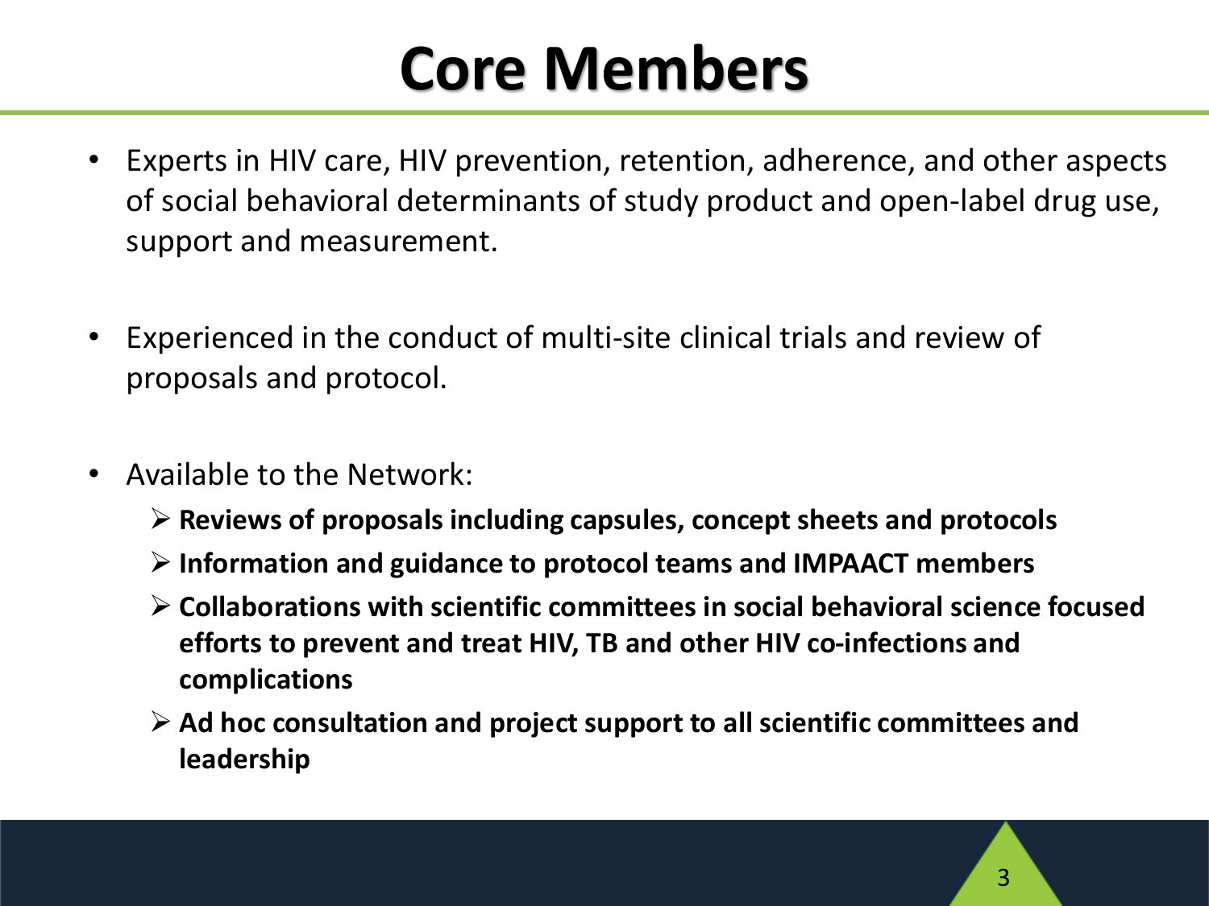# Core Members

- Experts in HIV care, HIV prevention, retention, adherence, and other aspects of social behavioral determinants of study product and open-label drug use, support and measurement.

- Experienced in the conduct of multi-site clinical trials and review of proposals and protocol.

- Available to the Network:
  - **Reviews of proposals including capsules, concept sheets and protocols**
  - **Information and guidance to protocol teams and IMPAACT members**
  - **Collaborations with scientific committees in social behavioral science focused efforts to prevent and treat HIV, TB and other HIV co-infections and complications**
  - **Ad hoc consultation and project support to all scientific committees and leadership**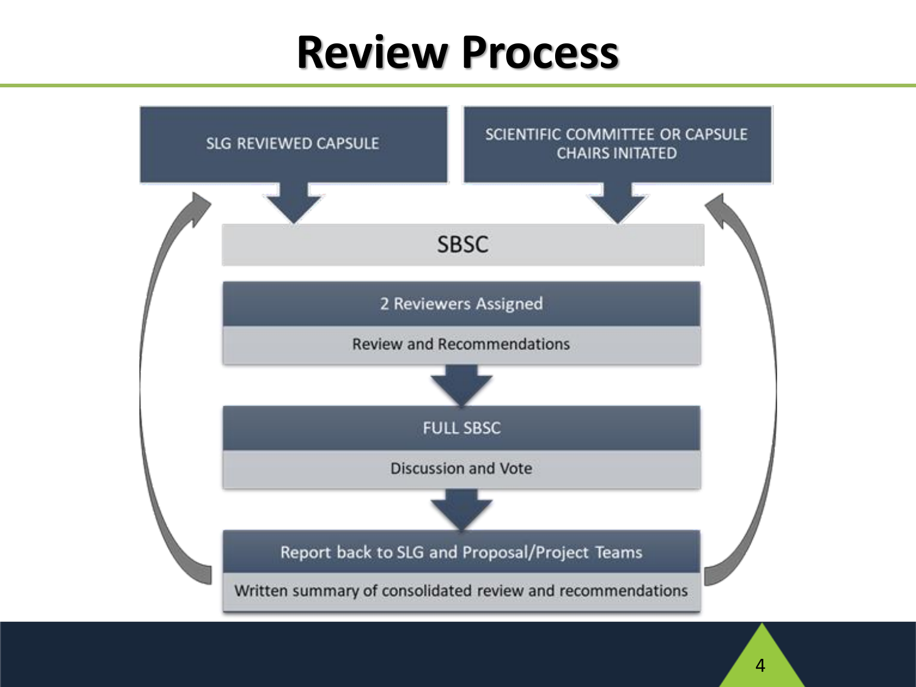# Review Process

SLG REVIEWED CAPSULE

SCIENTIFIC COMMITTEE OR CAPSULE CHAIRS INITATED

SBSC

2 Reviewers Assigned

Review and Recommendations

FULL SBSC

Discussion and Vote

Report back to SLG and Proposal/Project Teams

Written summary of consolidated review and recommendations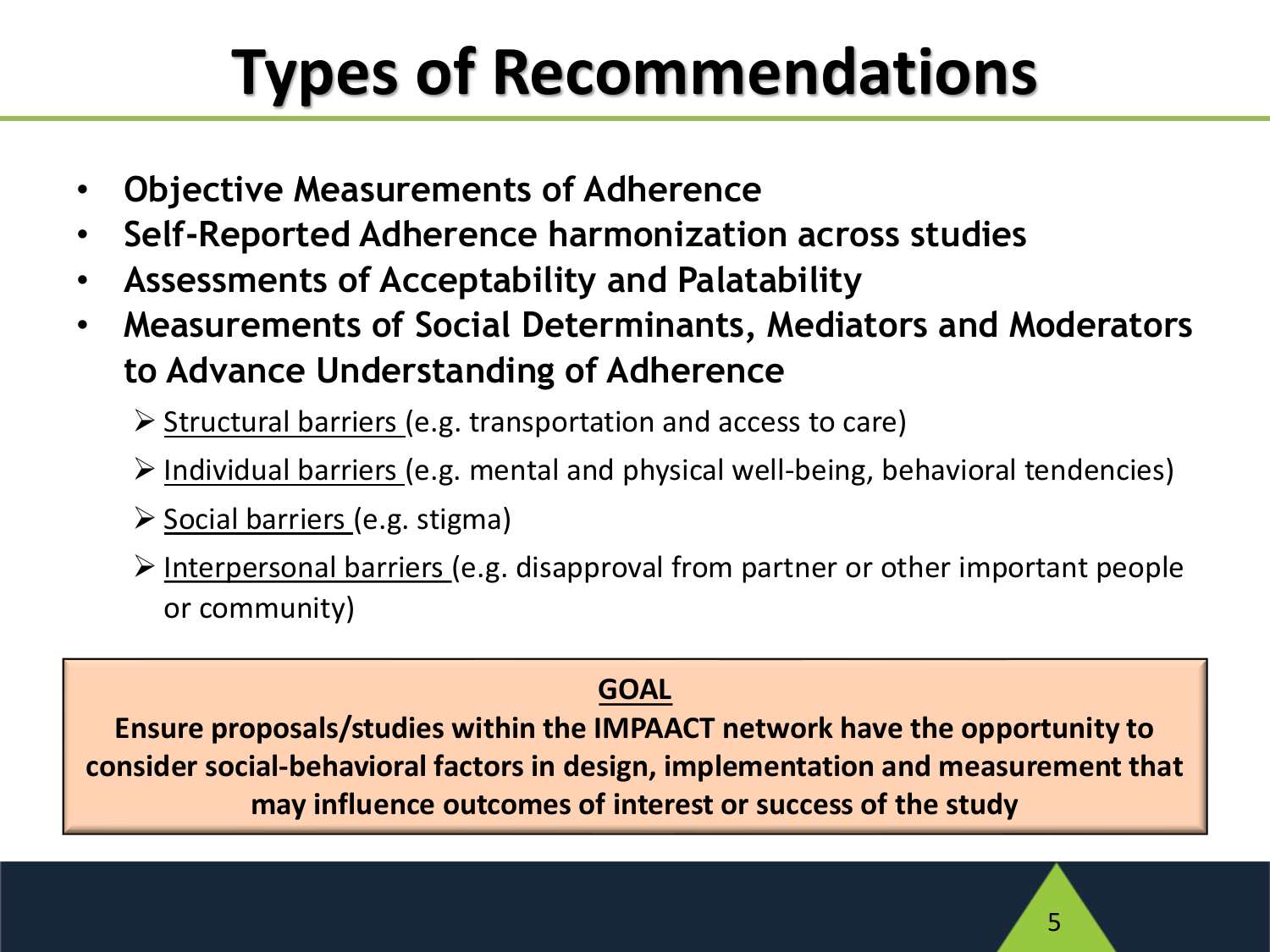# Types of Recommendations

- **Objective Measurements of Adherence**
- **Self-Reported Adherence harmonization across studies**
- **Assessments of Acceptability and Palatability**
- **Measurements of Social Determinants, Mediators and Moderators to Advance Understanding of Adherence**
  - Structural barriers (e.g. transportation and access to care)
  - Individual barriers (e.g. mental and physical well-being, behavioral tendencies)
  - Social barriers (e.g. stigma)
  - Interpersonal barriers (e.g. disapproval from partner or other important people or community)

**GOAL**

**Ensure proposals/studies within the IMPAACT network have the opportunity to consider social-behavioral factors in design, implementation and measurement that may influence outcomes of interest or success of the study**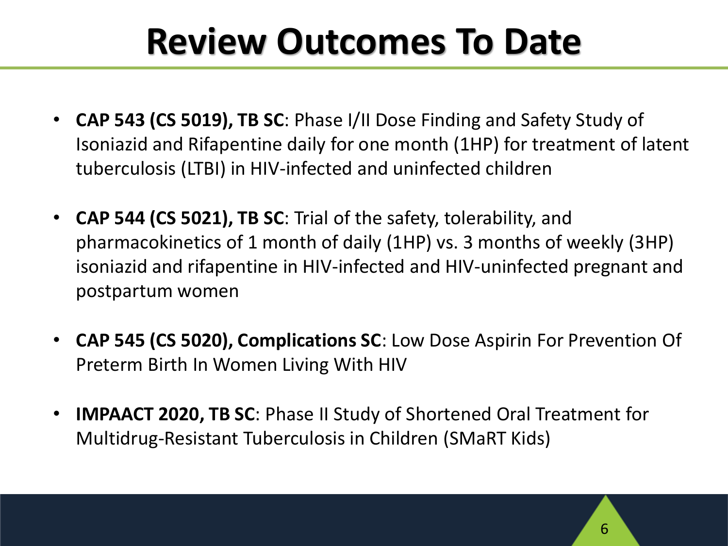# Review Outcomes To Date

- **CAP 543 (CS 5019), TB SC**: Phase I/II Dose Finding and Safety Study of Isoniazid and Rifapentine daily for one month (1HP) for treatment of latent tuberculosis (LTBI) in HIV-infected and uninfected children
- **CAP 544 (CS 5021), TB SC**: Trial of the safety, tolerability, and pharmacokinetics of 1 month of daily (1HP) vs. 3 months of weekly (3HP) isoniazid and rifapentine in HIV-infected and HIV-uninfected pregnant and postpartum women
- **CAP 545 (CS 5020), Complications SC**: Low Dose Aspirin For Prevention Of Preterm Birth In Women Living With HIV
- **IMPAACT 2020, TB SC**: Phase II Study of Shortened Oral Treatment for Multidrug-Resistant Tuberculosis in Children (SMaRT Kids)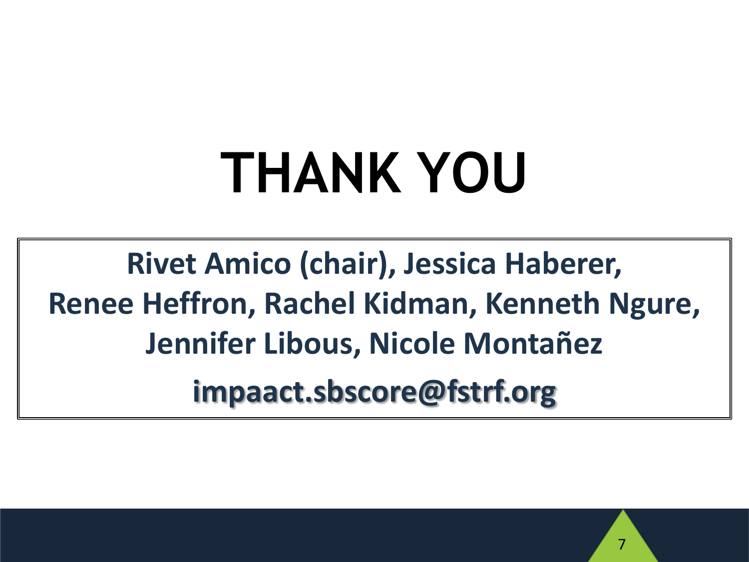# THANK YOU

**Rivet Amico (chair), Jessica Haberer, Renee Heffron, Rachel Kidman, Kenneth Ngure, Jennifer Libous, Nicole Montañez**

**impaact.sbscore@fstrf.org**